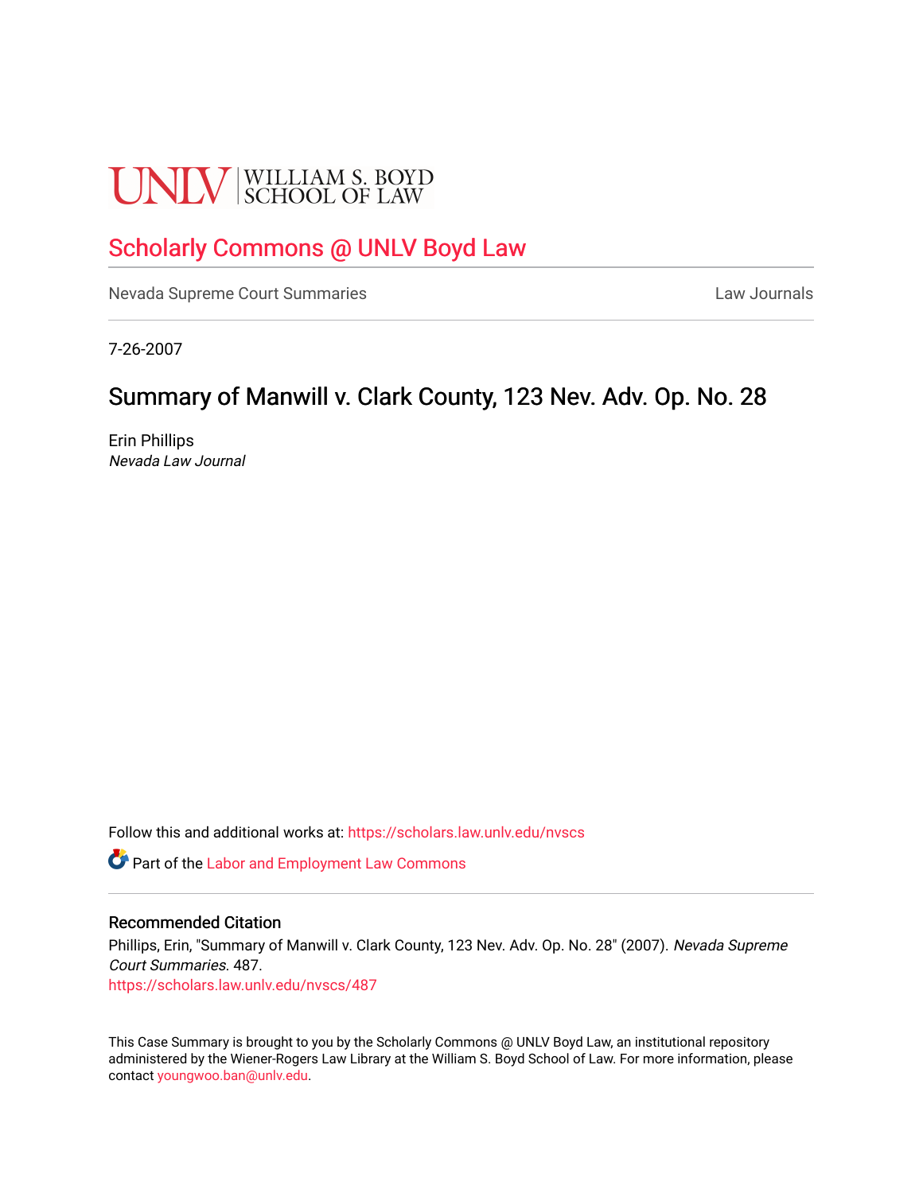UNLV | WILLIAM S. BOYD SCHOOL OF LAW

# Scholarly Commons @ UNLV Boyd Law

Nevada Supreme Court Summaries | Law Journals

7-26-2007

## Summary of Manwill v. Clark County, 123 Nev. Adv. Op. No. 28

Erin Phillips
*Nevada Law Journal*

Follow this and additional works at: https://scholars.law.unlv.edu/nvscs

Part of the Labor and Employment Law Commons

### Recommended Citation

Phillips, Erin, "Summary of Manwill v. Clark County, 123 Nev. Adv. Op. No. 28" (2007). *Nevada Supreme Court Summaries*. 487.
https://scholars.law.unlv.edu/nvscs/487

This Case Summary is brought to you by the Scholarly Commons @ UNLV Boyd Law, an institutional repository administered by the Wiener-Rogers Law Library at the William S. Boyd School of Law. For more information, please contact youngwoo.ban@unlv.edu.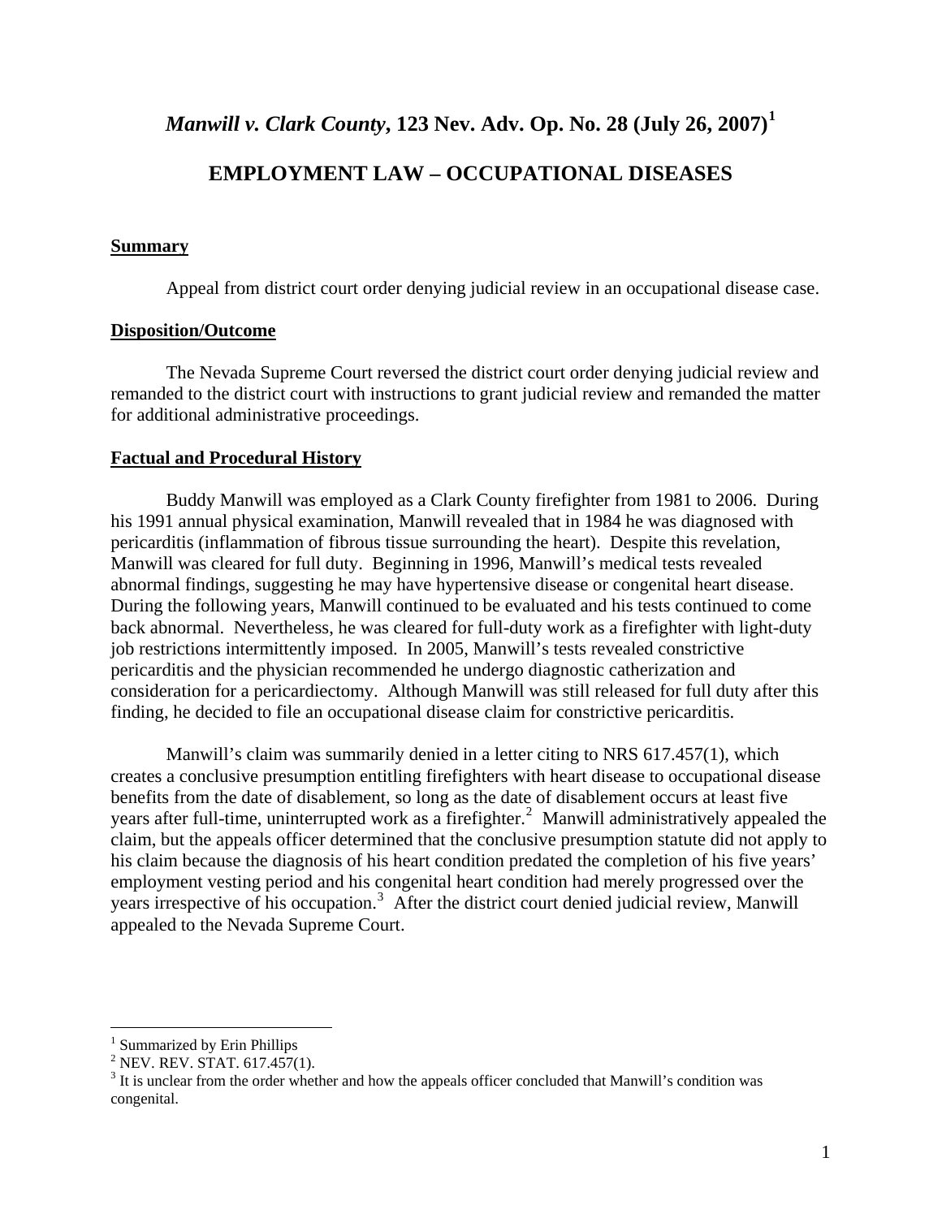# *Manwill v. Clark County*, 123 Nev. Adv. Op. No. 28 (July 26, 2007)[1]

## EMPLOYMENT LAW – OCCUPATIONAL DISEASES

### Summary

Appeal from district court order denying judicial review in an occupational disease case.

### Disposition/Outcome

The Nevada Supreme Court reversed the district court order denying judicial review and remanded to the district court with instructions to grant judicial review and remanded the matter for additional administrative proceedings.

### Factual and Procedural History

Buddy Manwill was employed as a Clark County firefighter from 1981 to 2006. During his 1991 annual physical examination, Manwill revealed that in 1984 he was diagnosed with pericarditis (inflammation of fibrous tissue surrounding the heart). Despite this revelation, Manwill was cleared for full duty. Beginning in 1996, Manwill's medical tests revealed abnormal findings, suggesting he may have hypertensive disease or congenital heart disease. During the following years, Manwill continued to be evaluated and his tests continued to come back abnormal. Nevertheless, he was cleared for full-duty work as a firefighter with light-duty job restrictions intermittently imposed. In 2005, Manwill's tests revealed constrictive pericarditis and the physician recommended he undergo diagnostic catherization and consideration for a pericardiectomy. Although Manwill was still released for full duty after this finding, he decided to file an occupational disease claim for constrictive pericarditis.

Manwill's claim was summarily denied in a letter citing to NRS 617.457(1), which creates a conclusive presumption entitling firefighters with heart disease to occupational disease benefits from the date of disablement, so long as the date of disablement occurs at least five years after full-time, uninterrupted work as a firefighter.[2] Manwill administratively appealed the claim, but the appeals officer determined that the conclusive presumption statute did not apply to his claim because the diagnosis of his heart condition predated the completion of his five years' employment vesting period and his congenital heart condition had merely progressed over the years irrespective of his occupation.[3] After the district court denied judicial review, Manwill appealed to the Nevada Supreme Court.

---

[1] Summarized by Erin Phillips

[2] NEV. REV. STAT. 617.457(1).

[3] It is unclear from the order whether and how the appeals officer concluded that Manwill's condition was congenital.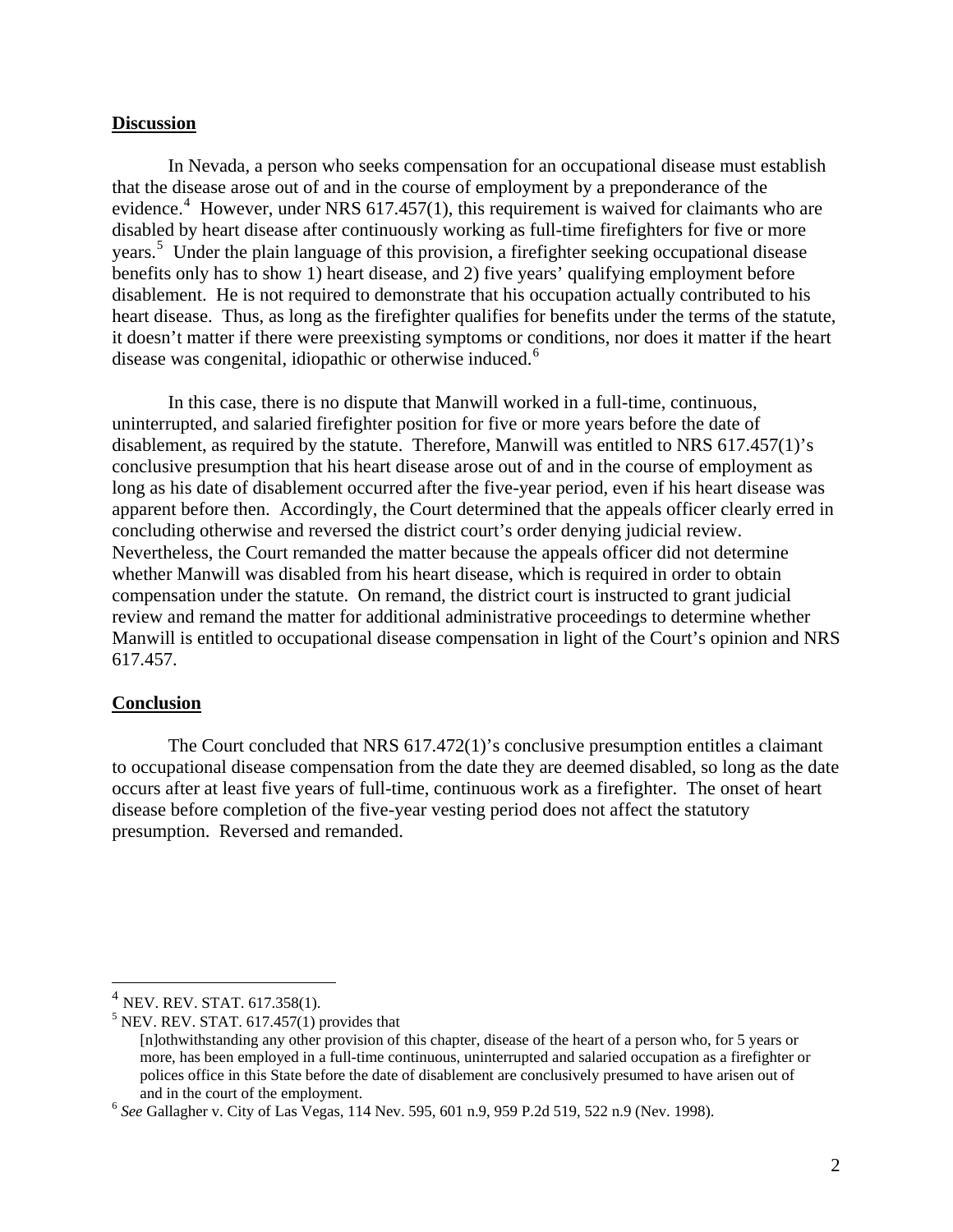## **Discussion**

In Nevada, a person who seeks compensation for an occupational disease must establish that the disease arose out of and in the course of employment by a preponderance of the evidence.[4] However, under NRS 617.457(1), this requirement is waived for claimants who are disabled by heart disease after continuously working as full-time firefighters for five or more years.[5] Under the plain language of this provision, a firefighter seeking occupational disease benefits only has to show 1) heart disease, and 2) five years' qualifying employment before disablement. He is not required to demonstrate that his occupation actually contributed to his heart disease. Thus, as long as the firefighter qualifies for benefits under the terms of the statute, it doesn't matter if there were preexisting symptoms or conditions, nor does it matter if the heart disease was congenital, idiopathic or otherwise induced.[6]

In this case, there is no dispute that Manwill worked in a full-time, continuous, uninterrupted, and salaried firefighter position for five or more years before the date of disablement, as required by the statute. Therefore, Manwill was entitled to NRS 617.457(1)'s conclusive presumption that his heart disease arose out of and in the course of employment as long as his date of disablement occurred after the five-year period, even if his heart disease was apparent before then. Accordingly, the Court determined that the appeals officer clearly erred in concluding otherwise and reversed the district court's order denying judicial review. Nevertheless, the Court remanded the matter because the appeals officer did not determine whether Manwill was disabled from his heart disease, which is required in order to obtain compensation under the statute. On remand, the district court is instructed to grant judicial review and remand the matter for additional administrative proceedings to determine whether Manwill is entitled to occupational disease compensation in light of the Court's opinion and NRS 617.457.

## **Conclusion**

The Court concluded that NRS 617.472(1)'s conclusive presumption entitles a claimant to occupational disease compensation from the date they are deemed disabled, so long as the date occurs after at least five years of full-time, continuous work as a firefighter. The onset of heart disease before completion of the five-year vesting period does not affect the statutory presumption. Reversed and remanded.

---

[4] NEV. REV. STAT. 617.358(1).

[5] NEV. REV. STAT. 617.457(1) provides that

> [n]othwithstanding any other provision of this chapter, disease of the heart of a person who, for 5 years or more, has been employed in a full-time continuous, uninterrupted and salaried occupation as a firefighter or polices office in this State before the date of disablement are conclusively presumed to have arisen out of and in the court of the employment.

[6] *See* Gallagher v. City of Las Vegas, 114 Nev. 595, 601 n.9, 959 P.2d 519, 522 n.9 (Nev. 1998).